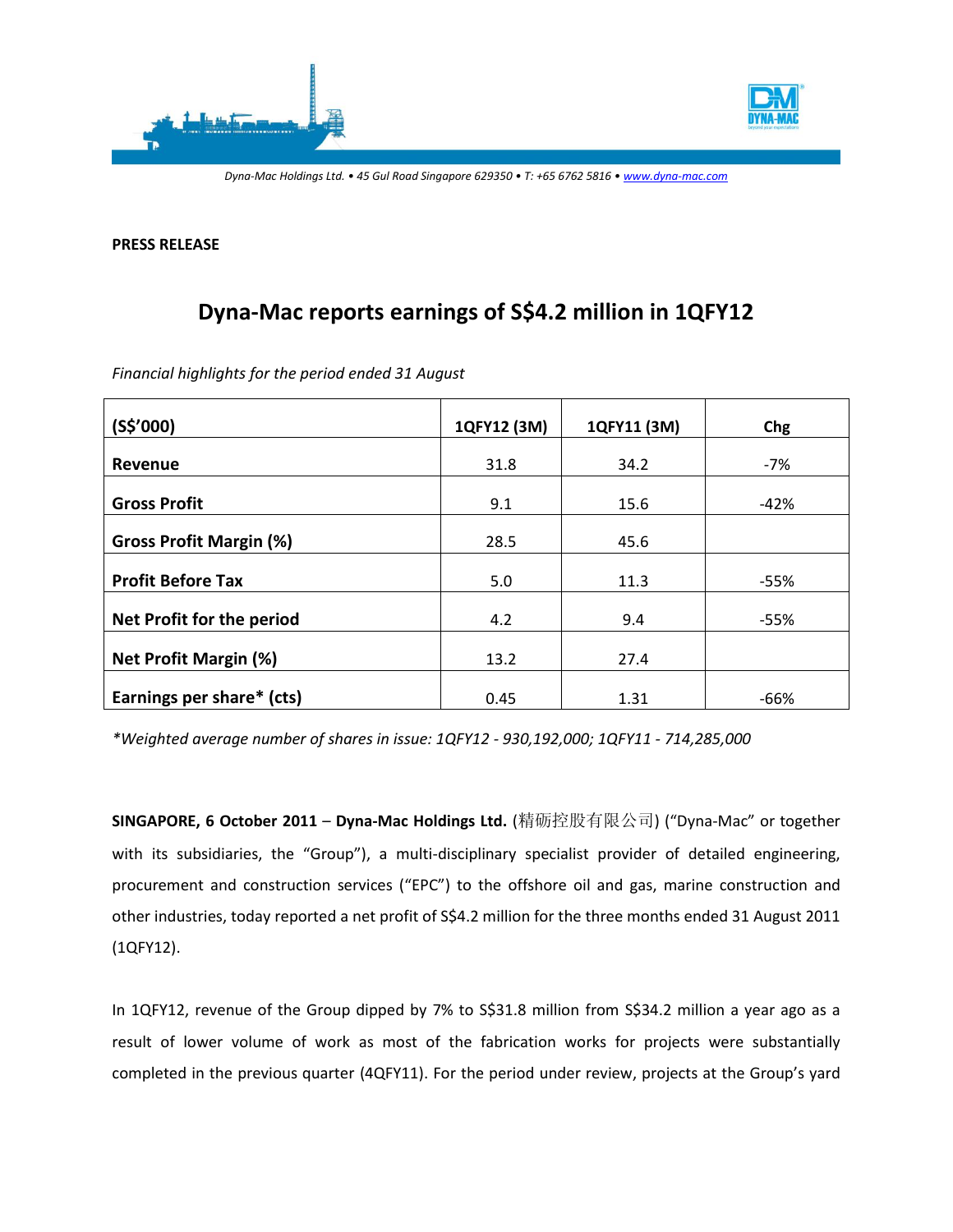Dyna-Mac Holdings Ltd. • 45 Gul Road Singapore 629350 • T: +65 6762 5816 • www.dyna-mac.com

**PRESS RELEASE**

# Dyna-Mac reports earnings of S$4.2 million in 1QFY12

*Financial highlights for the period ended 31 August*

| (S$'000) | 1QFY12 (3M) | 1QFY11 (3M) | Chg |
|---|---|---|---|
| **Revenue** | 31.8 | 34.2 | -7% |
| **Gross Profit** | 9.1 | 15.6 | -42% |
| **Gross Profit Margin (%)** | 28.5 | 45.6 | |
| **Profit Before Tax** | 5.0 | 11.3 | -55% |
| **Net Profit for the period** | 4.2 | 9.4 | -55% |
| **Net Profit Margin (%)** | 13.2 | 27.4 | |
| **Earnings per share* (cts)** | 0.45 | 1.31 | -66% |

*\*Weighted average number of shares in issue: 1QFY12 - 930,192,000; 1QFY11 - 714,285,000*

**SINGAPORE, 6 October 2011** – **Dyna-Mac Holdings Ltd.** (精砺控股有限公司) ("Dyna-Mac" or together with its subsidiaries, the "Group"), a multi-disciplinary specialist provider of detailed engineering, procurement and construction services ("EPC") to the offshore oil and gas, marine construction and other industries, today reported a net profit of S$4.2 million for the three months ended 31 August 2011 (1QFY12).

In 1QFY12, revenue of the Group dipped by 7% to S$31.8 million from S$34.2 million a year ago as a result of lower volume of work as most of the fabrication works for projects were substantially completed in the previous quarter (4QFY11). For the period under review, projects at the Group's yard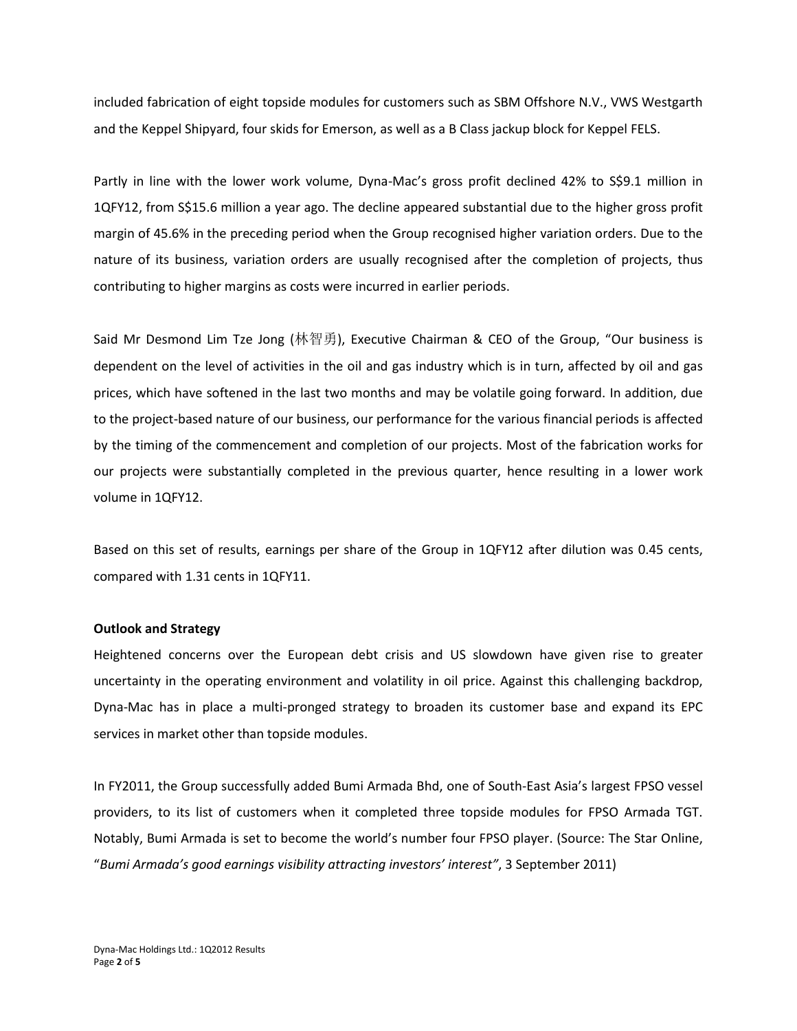included fabrication of eight topside modules for customers such as SBM Offshore N.V., VWS Westgarth and the Keppel Shipyard, four skids for Emerson, as well as a B Class jackup block for Keppel FELS.

Partly in line with the lower work volume, Dyna-Mac's gross profit declined 42% to S$9.1 million in 1QFY12, from S$15.6 million a year ago. The decline appeared substantial due to the higher gross profit margin of 45.6% in the preceding period when the Group recognised higher variation orders. Due to the nature of its business, variation orders are usually recognised after the completion of projects, thus contributing to higher margins as costs were incurred in earlier periods.

Said Mr Desmond Lim Tze Jong (林智勇), Executive Chairman & CEO of the Group, "Our business is dependent on the level of activities in the oil and gas industry which is in turn, affected by oil and gas prices, which have softened in the last two months and may be volatile going forward. In addition, due to the project-based nature of our business, our performance for the various financial periods is affected by the timing of the commencement and completion of our projects. Most of the fabrication works for our projects were substantially completed in the previous quarter, hence resulting in a lower work volume in 1QFY12.

Based on this set of results, earnings per share of the Group in 1QFY12 after dilution was 0.45 cents, compared with 1.31 cents in 1QFY11.

**Outlook and Strategy**

Heightened concerns over the European debt crisis and US slowdown have given rise to greater uncertainty in the operating environment and volatility in oil price. Against this challenging backdrop, Dyna-Mac has in place a multi-pronged strategy to broaden its customer base and expand its EPC services in market other than topside modules.

In FY2011, the Group successfully added Bumi Armada Bhd, one of South-East Asia's largest FPSO vessel providers, to its list of customers when it completed three topside modules for FPSO Armada TGT. Notably, Bumi Armada is set to become the world's number four FPSO player. (Source: The Star Online, "*Bumi Armada's good earnings visibility attracting investors' interest"*, 3 September 2011)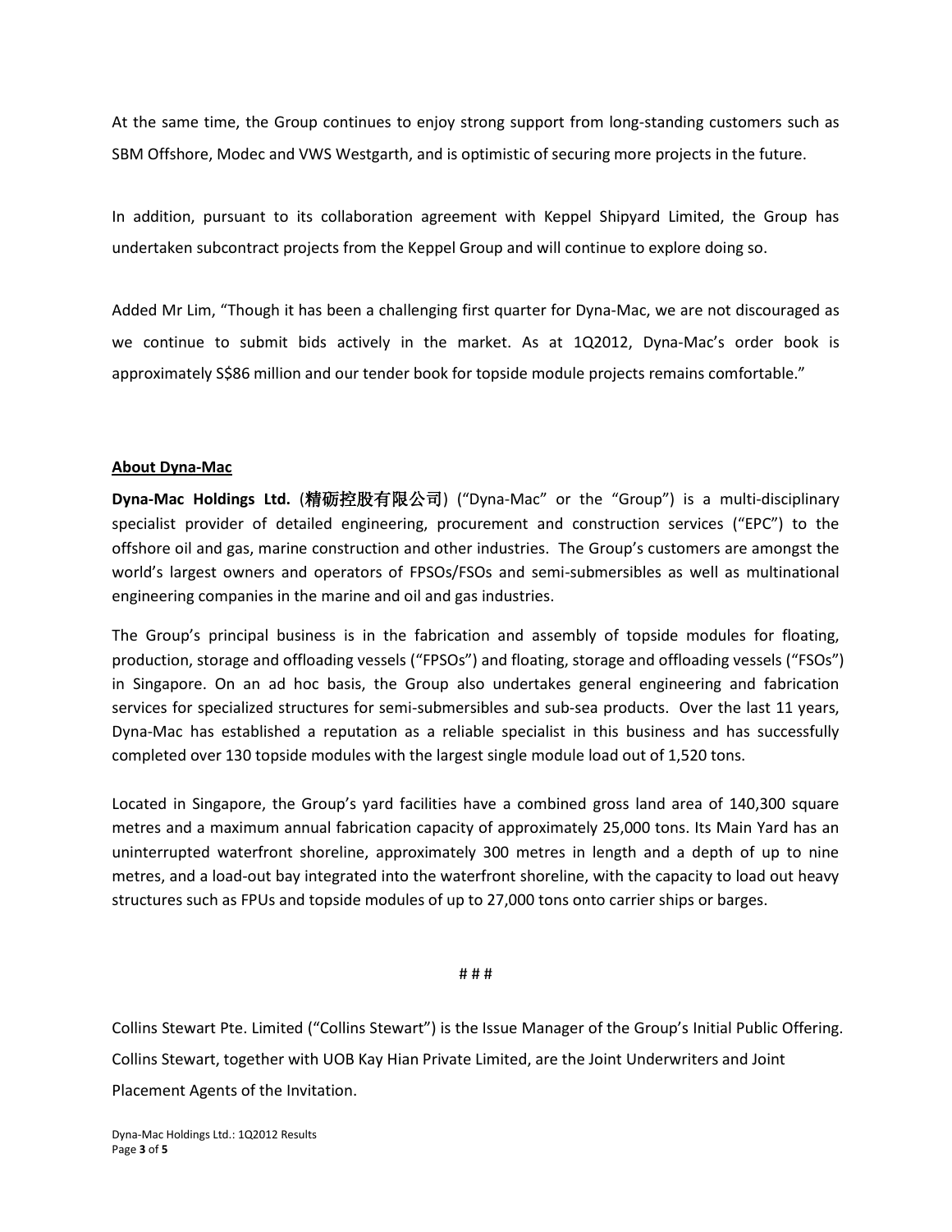At the same time, the Group continues to enjoy strong support from long-standing customers such as SBM Offshore, Modec and VWS Westgarth, and is optimistic of securing more projects in the future.

In addition, pursuant to its collaboration agreement with Keppel Shipyard Limited, the Group has undertaken subcontract projects from the Keppel Group and will continue to explore doing so.

Added Mr Lim, "Though it has been a challenging first quarter for Dyna-Mac, we are not discouraged as we continue to submit bids actively in the market. As at 1Q2012, Dyna-Mac's order book is approximately S$86 million and our tender book for topside module projects remains comfortable."

## About Dyna-Mac

**Dyna-Mac Holdings Ltd.** (精砺控股有限公司) ("Dyna-Mac" or the "Group") is a multi-disciplinary specialist provider of detailed engineering, procurement and construction services ("EPC") to the offshore oil and gas, marine construction and other industries. The Group's customers are amongst the world's largest owners and operators of FPSOs/FSOs and semi-submersibles as well as multinational engineering companies in the marine and oil and gas industries.

The Group's principal business is in the fabrication and assembly of topside modules for floating, production, storage and offloading vessels ("FPSOs") and floating, storage and offloading vessels ("FSOs") in Singapore. On an ad hoc basis, the Group also undertakes general engineering and fabrication services for specialized structures for semi-submersibles and sub-sea products. Over the last 11 years, Dyna-Mac has established a reputation as a reliable specialist in this business and has successfully completed over 130 topside modules with the largest single module load out of 1,520 tons.

Located in Singapore, the Group's yard facilities have a combined gross land area of 140,300 square metres and a maximum annual fabrication capacity of approximately 25,000 tons. Its Main Yard has an uninterrupted waterfront shoreline, approximately 300 metres in length and a depth of up to nine metres, and a load-out bay integrated into the waterfront shoreline, with the capacity to load out heavy structures such as FPUs and topside modules of up to 27,000 tons onto carrier ships or barges.

# # #

Collins Stewart Pte. Limited ("Collins Stewart") is the Issue Manager of the Group's Initial Public Offering. Collins Stewart, together with UOB Kay Hian Private Limited, are the Joint Underwriters and Joint Placement Agents of the Invitation.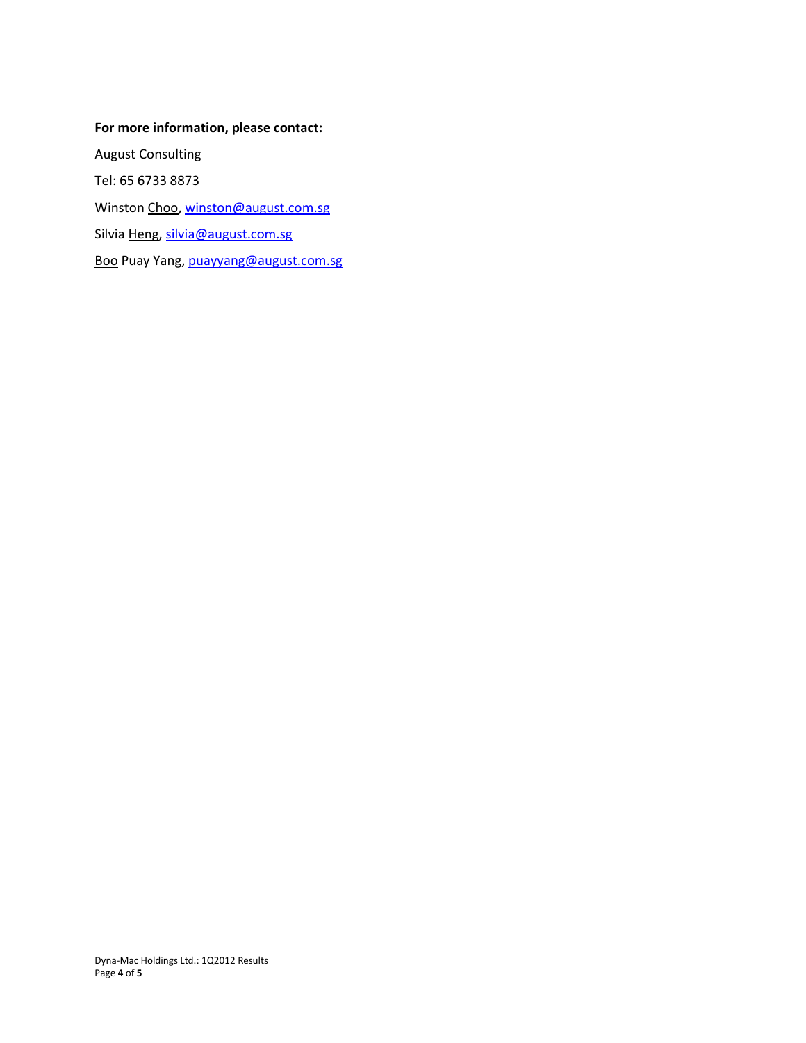**For more information, please contact:**

August Consulting

Tel: 65 6733 8873

Winston Choo, winston@august.com.sg

Silvia Heng, silvia@august.com.sg

Boo Puay Yang, puayyang@august.com.sg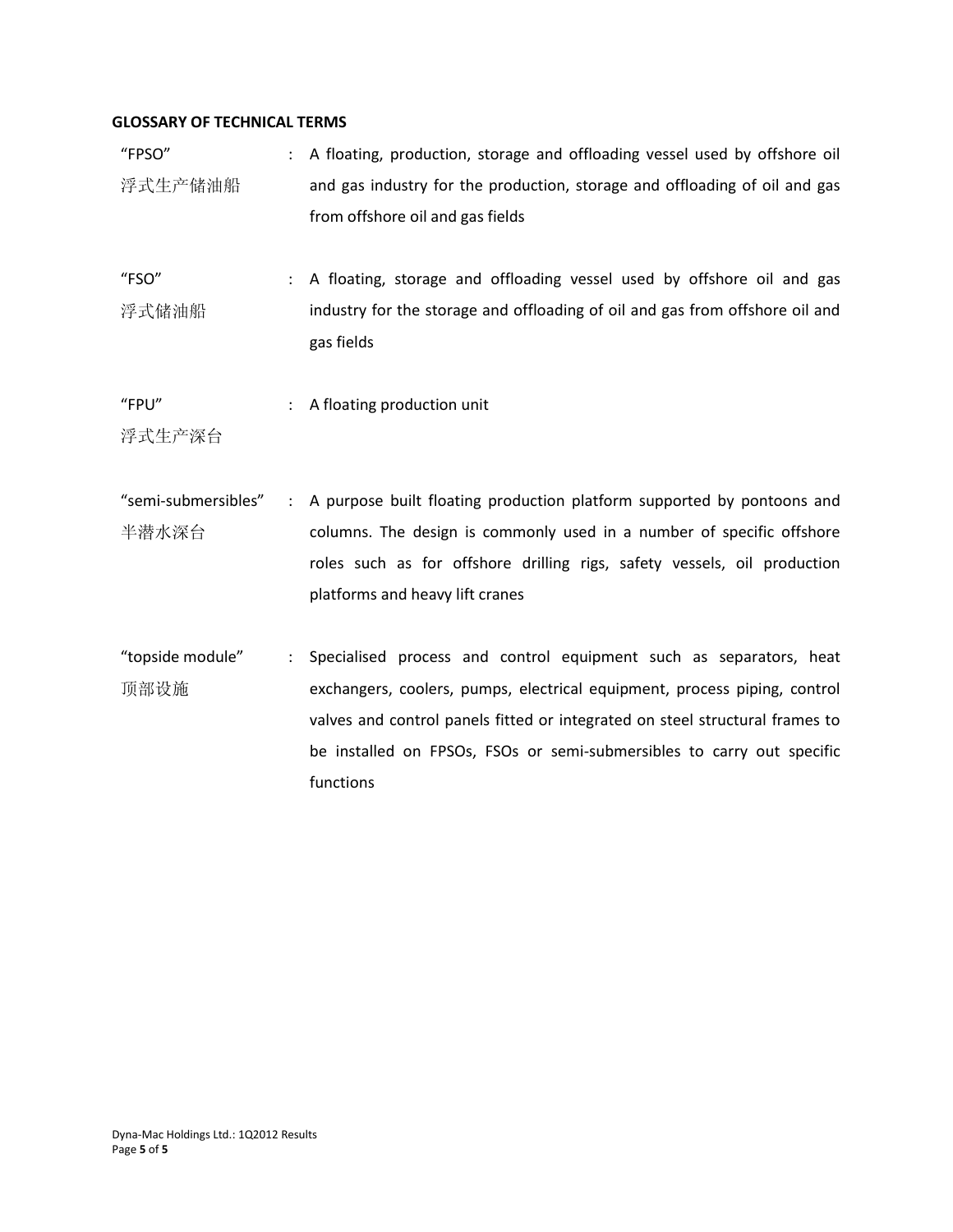**GLOSSARY OF TECHNICAL TERMS**

| | | |
|---|---|---|
| "FPSO" 浮式生产储油船 | : | A floating, production, storage and offloading vessel used by offshore oil and gas industry for the production, storage and offloading of oil and gas from offshore oil and gas fields |
| "FSO" 浮式储油船 | : | A floating, storage and offloading vessel used by offshore oil and gas industry for the storage and offloading of oil and gas from offshore oil and gas fields |
| "FPU" 浮式生产深台 | : | A floating production unit |
| "semi-submersibles" 半潜水深台 | : | A purpose built floating production platform supported by pontoons and columns. The design is commonly used in a number of specific offshore roles such as for offshore drilling rigs, safety vessels, oil production platforms and heavy lift cranes |
| "topside module" 顶部设施 | : | Specialised process and control equipment such as separators, heat exchangers, coolers, pumps, electrical equipment, process piping, control valves and control panels fitted or integrated on steel structural frames to be installed on FPSOs, FSOs or semi-submersibles to carry out specific functions |